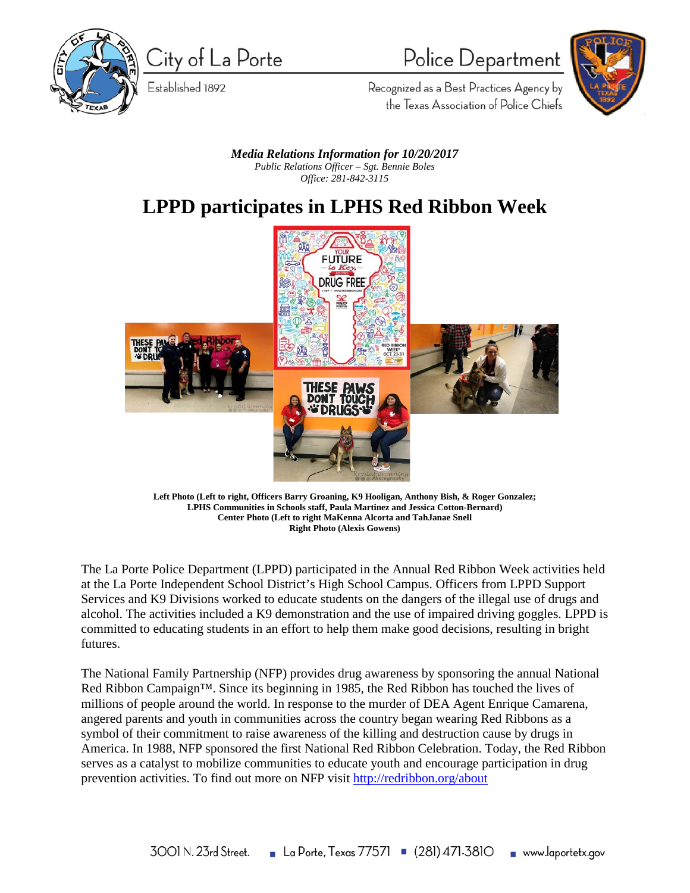City of La Porte

Established 1892

Police Department

Recognized as a Best Practices Agency by the Texas Association of Police Chiefs

***Media Relations Information for 10/20/2017***
*Public Relations Officer – Sgt. Bennie Boles*
*Office: 281-842-3115*

# LPPD participates in LPHS Red Ribbon Week

**Left Photo (Left to right, Officers Barry Groaning, K9 Hooligan, Anthony Bish, & Roger Gonzalez; LPHS Communities in Schools staff, Paula Martinez and Jessica Cotton-Bernard)**
**Center Photo (Left to right MaKenna Alcorta and TahJanae Snell**
**Right Photo (Alexis Gowens)**

The La Porte Police Department (LPPD) participated in the Annual Red Ribbon Week activities held at the La Porte Independent School District's High School Campus. Officers from LPPD Support Services and K9 Divisions worked to educate students on the dangers of the illegal use of drugs and alcohol. The activities included a K9 demonstration and the use of impaired driving goggles. LPPD is committed to educating students in an effort to help them make good decisions, resulting in bright futures.

The National Family Partnership (NFP) provides drug awareness by sponsoring the annual National Red Ribbon Campaign™. Since its beginning in 1985, the Red Ribbon has touched the lives of millions of people around the world. In response to the murder of DEA Agent Enrique Camarena, angered parents and youth in communities across the country began wearing Red Ribbons as a symbol of their commitment to raise awareness of the killing and destruction cause by drugs in America. In 1988, NFP sponsored the first National Red Ribbon Celebration. Today, the Red Ribbon serves as a catalyst to mobilize communities to educate youth and encourage participation in drug prevention activities. To find out more on NFP visit http://redribbon.org/about

3001 N. 23rd Street. ▪ La Porte, Texas 77571 ▪ (281) 471-3810 ▪ www.laportetx.gov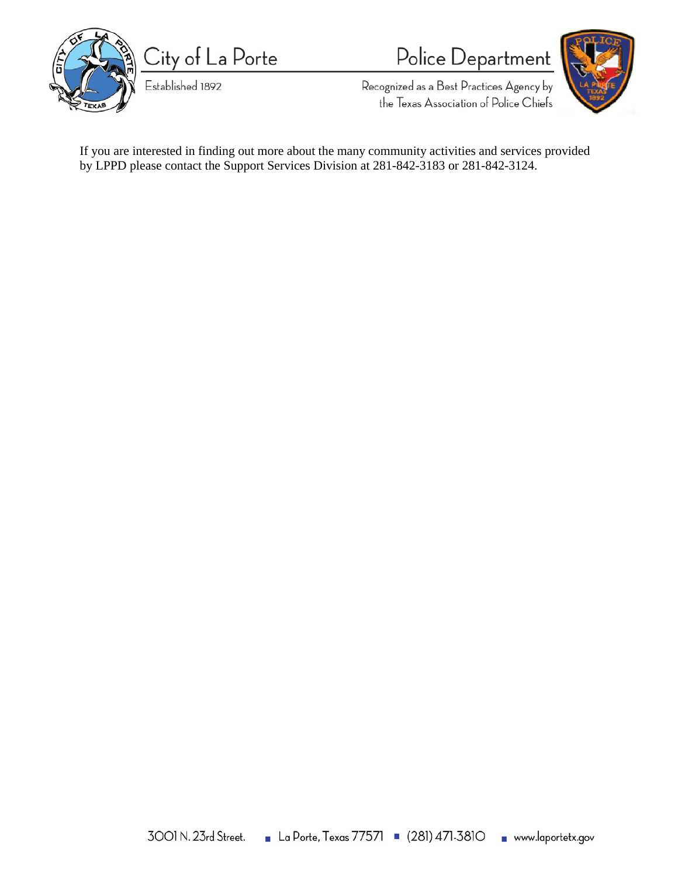If you are interested in finding out more about the many community activities and services provided by LPPD please contact the Support Services Division at 281-842-3183 or 281-842-3124.